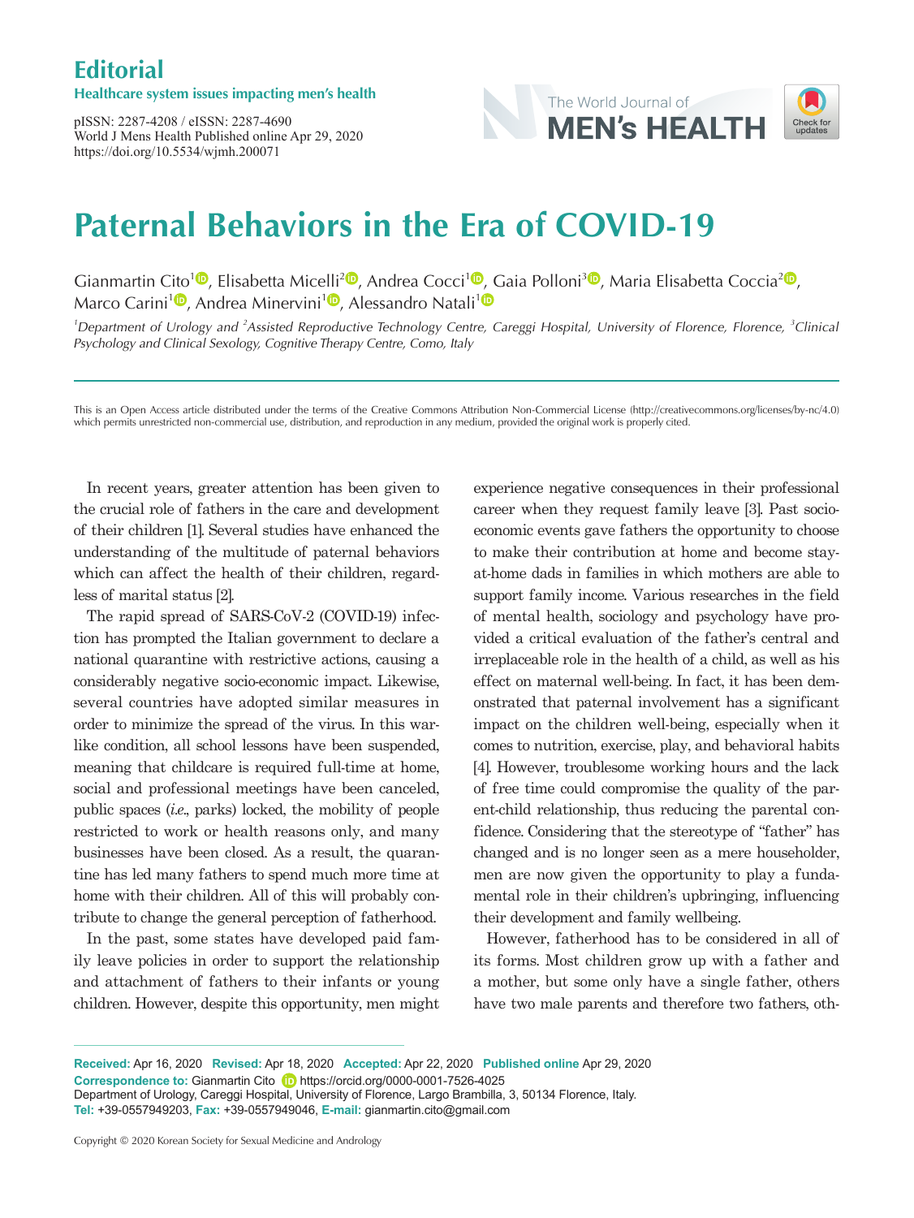Editorial

Healthcare system issues impacting men's health

pISSN: 2287-4208 / eISSN: 2287-4690
World J Mens Health Published online Apr 29, 2020
https://doi.org/10.5534/wjmh.200071

# Paternal Behaviors in the Era of COVID-19

Gianmartin Cito[1], Elisabetta Micelli[2], Andrea Cocci[1], Gaia Polloni[3], Maria Elisabetta Coccia[2], Marco Carini[1], Andrea Minervini[1], Alessandro Natali[1]

*[1]Department of Urology and [2]Assisted Reproductive Technology Centre, Careggi Hospital, University of Florence, Florence, [3]Clinical Psychology and Clinical Sexology, Cognitive Therapy Centre, Como, Italy*

This is an Open Access article distributed under the terms of the Creative Commons Attribution Non-Commercial License (http://creativecommons.org/licenses/by-nc/4.0) which permits unrestricted non-commercial use, distribution, and reproduction in any medium, provided the original work is properly cited.

In recent years, greater attention has been given to the crucial role of fathers in the care and development of their children [1]. Several studies have enhanced the understanding of the multitude of paternal behaviors which can affect the health of their children, regardless of marital status [2].

The rapid spread of SARS-CoV-2 (COVID-19) infection has prompted the Italian government to declare a national quarantine with restrictive actions, causing a considerably negative socio-economic impact. Likewise, several countries have adopted similar measures in order to minimize the spread of the virus. In this warlike condition, all school lessons have been suspended, meaning that childcare is required full-time at home, social and professional meetings have been canceled, public spaces (*i.e.*, parks) locked, the mobility of people restricted to work or health reasons only, and many businesses have been closed. As a result, the quarantine has led many fathers to spend much more time at home with their children. All of this will probably contribute to change the general perception of fatherhood.

In the past, some states have developed paid family leave policies in order to support the relationship and attachment of fathers to their infants or young children. However, despite this opportunity, men might experience negative consequences in their professional career when they request family leave [3]. Past socioeconomic events gave fathers the opportunity to choose to make their contribution at home and become stay-at-home dads in families in which mothers are able to support family income. Various researches in the field of mental health, sociology and psychology have provided a critical evaluation of the father's central and irreplaceable role in the health of a child, as well as his effect on maternal well-being. In fact, it has been demonstrated that paternal involvement has a significant impact on the children well-being, especially when it comes to nutrition, exercise, play, and behavioral habits [4]. However, troublesome working hours and the lack of free time could compromise the quality of the parent-child relationship, thus reducing the parental confidence. Considering that the stereotype of "father" has changed and is no longer seen as a mere householder, men are now given the opportunity to play a fundamental role in their children's upbringing, influencing their development and family wellbeing.

However, fatherhood has to be considered in all of its forms. Most children grow up with a father and a mother, but some only have a single father, others have two male parents and therefore two fathers, oth-

**Received:** Apr 16, 2020 **Revised:** Apr 18, 2020 **Accepted:** Apr 22, 2020 **Published online** Apr 29, 2020
**Correspondence to:** Gianmartin Cito https://orcid.org/0000-0001-7526-4025
Department of Urology, Careggi Hospital, University of Florence, Largo Brambilla, 3, 50134 Florence, Italy.
**Tel:** +39-0557949203, **Fax:** +39-0557949046, **E-mail:** gianmartin.cito@gmail.com

Copyright © 2020 Korean Society for Sexual Medicine and Andrology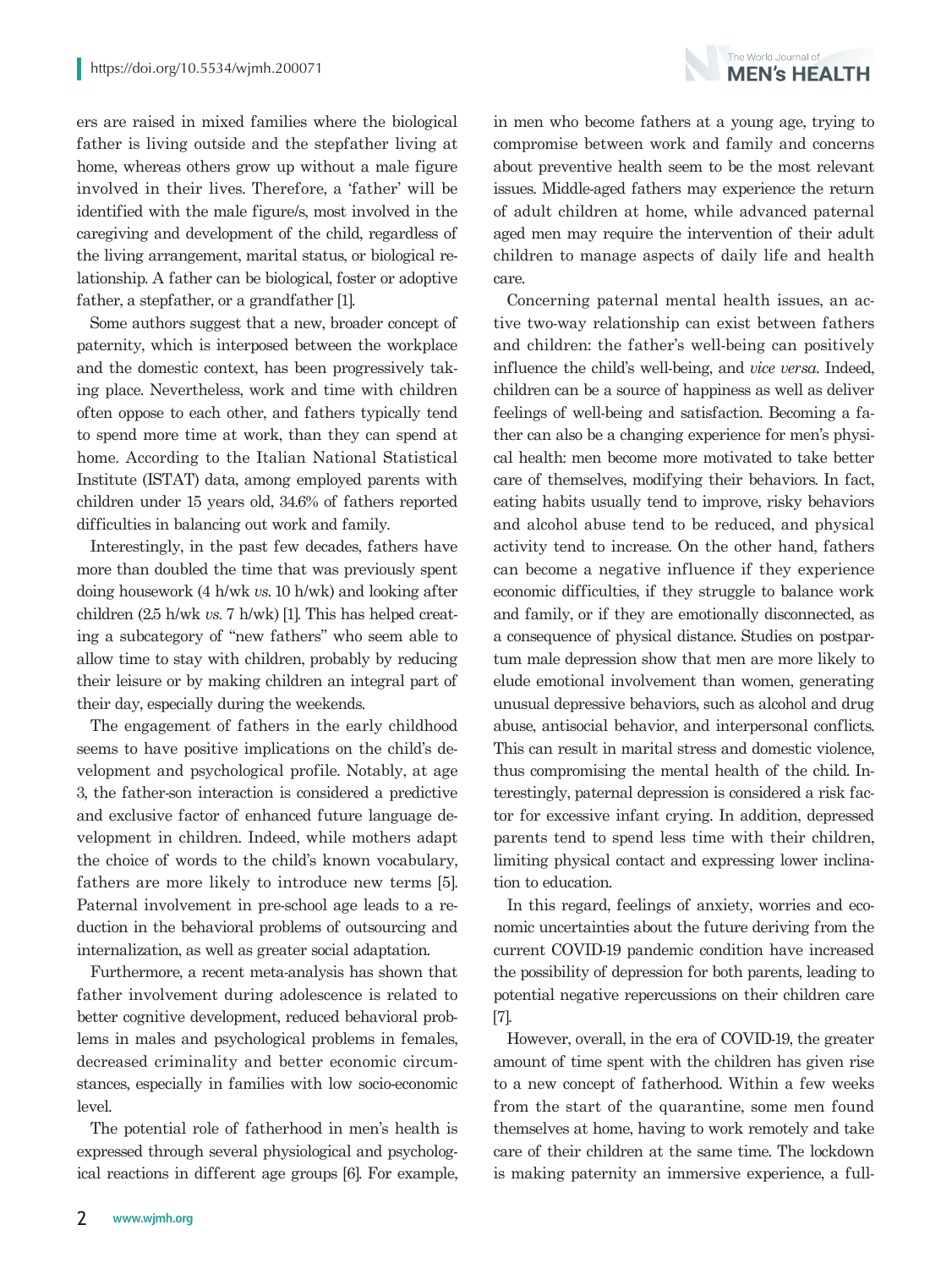ers are raised in mixed families where the biological father is living outside and the stepfather living at home, whereas others grow up without a male figure involved in their lives. Therefore, a 'father' will be identified with the male figure/s, most involved in the caregiving and development of the child, regardless of the living arrangement, marital status, or biological relationship. A father can be biological, foster or adoptive father, a stepfather, or a grandfather [1].

Some authors suggest that a new, broader concept of paternity, which is interposed between the workplace and the domestic context, has been progressively taking place. Nevertheless, work and time with children often oppose to each other, and fathers typically tend to spend more time at work, than they can spend at home. According to the Italian National Statistical Institute (ISTAT) data, among employed parents with children under 15 years old, 34.6% of fathers reported difficulties in balancing out work and family.

Interestingly, in the past few decades, fathers have more than doubled the time that was previously spent doing housework (4 h/wk *vs.* 10 h/wk) and looking after children (2.5 h/wk *vs.* 7 h/wk) [1]. This has helped creating a subcategory of "new fathers" who seem able to allow time to stay with children, probably by reducing their leisure or by making children an integral part of their day, especially during the weekends.

The engagement of fathers in the early childhood seems to have positive implications on the child's development and psychological profile. Notably, at age 3, the father-son interaction is considered a predictive and exclusive factor of enhanced future language development in children. Indeed, while mothers adapt the choice of words to the child's known vocabulary, fathers are more likely to introduce new terms [5]. Paternal involvement in pre-school age leads to a reduction in the behavioral problems of outsourcing and internalization, as well as greater social adaptation.

Furthermore, a recent meta-analysis has shown that father involvement during adolescence is related to better cognitive development, reduced behavioral problems in males and psychological problems in females, decreased criminality and better economic circumstances, especially in families with low socio-economic level.

The potential role of fatherhood in men's health is expressed through several physiological and psychological reactions in different age groups [6]. For example, in men who become fathers at a young age, trying to compromise between work and family and concerns about preventive health seem to be the most relevant issues. Middle-aged fathers may experience the return of adult children at home, while advanced paternal aged men may require the intervention of their adult children to manage aspects of daily life and health care.

Concerning paternal mental health issues, an active two-way relationship can exist between fathers and children: the father's well-being can positively influence the child's well-being, and *vice versa*. Indeed, children can be a source of happiness as well as deliver feelings of well-being and satisfaction. Becoming a father can also be a changing experience for men's physical health: men become more motivated to take better care of themselves, modifying their behaviors. In fact, eating habits usually tend to improve, risky behaviors and alcohol abuse tend to be reduced, and physical activity tend to increase. On the other hand, fathers can become a negative influence if they experience economic difficulties, if they struggle to balance work and family, or if they are emotionally disconnected, as a consequence of physical distance. Studies on postpartum male depression show that men are more likely to elude emotional involvement than women, generating unusual depressive behaviors, such as alcohol and drug abuse, antisocial behavior, and interpersonal conflicts. This can result in marital stress and domestic violence, thus compromising the mental health of the child. Interestingly, paternal depression is considered a risk factor for excessive infant crying. In addition, depressed parents tend to spend less time with their children, limiting physical contact and expressing lower inclination to education.

In this regard, feelings of anxiety, worries and economic uncertainties about the future deriving from the current COVID-19 pandemic condition have increased the possibility of depression for both parents, leading to potential negative repercussions on their children care [7].

However, overall, in the era of COVID-19, the greater amount of time spent with the children has given rise to a new concept of fatherhood. Within a few weeks from the start of the quarantine, some men found themselves at home, having to work remotely and take care of their children at the same time. The lockdown is making paternity an immersive experience, a full-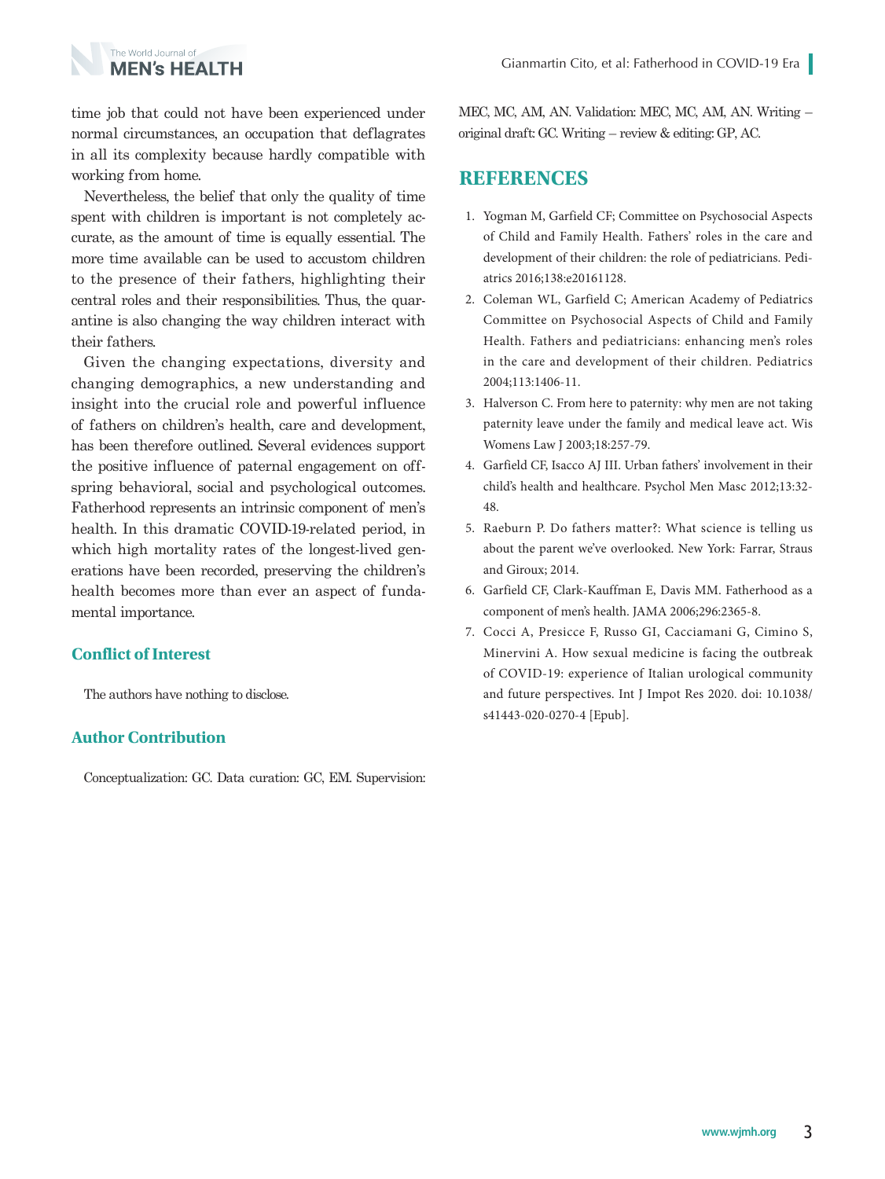time job that could not have been experienced under normal circumstances, an occupation that deflagrates in all its complexity because hardly compatible with working from home.

Nevertheless, the belief that only the quality of time spent with children is important is not completely accurate, as the amount of time is equally essential. The more time available can be used to accustom children to the presence of their fathers, highlighting their central roles and their responsibilities. Thus, the quarantine is also changing the way children interact with their fathers.

Given the changing expectations, diversity and changing demographics, a new understanding and insight into the crucial role and powerful influence of fathers on children's health, care and development, has been therefore outlined. Several evidences support the positive influence of paternal engagement on offspring behavioral, social and psychological outcomes. Fatherhood represents an intrinsic component of men's health. In this dramatic COVID-19-related period, in which high mortality rates of the longest-lived generations have been recorded, preserving the children's health becomes more than ever an aspect of fundamental importance.

### Conflict of Interest

The authors have nothing to disclose.

### Author Contribution

Conceptualization: GC. Data curation: GC, EM. Supervision: MEC, MC, AM, AN. Validation: MEC, MC, AM, AN. Writing – original draft: GC. Writing – review & editing: GP, AC.

## REFERENCES

1. Yogman M, Garfield CF; Committee on Psychosocial Aspects of Child and Family Health. Fathers' roles in the care and development of their children: the role of pediatricians. Pediatrics 2016;138:e20161128.
2. Coleman WL, Garfield C; American Academy of Pediatrics Committee on Psychosocial Aspects of Child and Family Health. Fathers and pediatricians: enhancing men's roles in the care and development of their children. Pediatrics 2004;113:1406-11.
3. Halverson C. From here to paternity: why men are not taking paternity leave under the family and medical leave act. Wis Womens Law J 2003;18:257-79.
4. Garfield CF, Isacco AJ III. Urban fathers' involvement in their child's health and healthcare. Psychol Men Masc 2012;13:32-48.
5. Raeburn P. Do fathers matter?: What science is telling us about the parent we've overlooked. New York: Farrar, Straus and Giroux; 2014.
6. Garfield CF, Clark-Kauffman E, Davis MM. Fatherhood as a component of men's health. JAMA 2006;296:2365-8.
7. Cocci A, Presicce F, Russo GI, Cacciamani G, Cimino S, Minervini A. How sexual medicine is facing the outbreak of COVID-19: experience of Italian urological community and future perspectives. Int J Impot Res 2020. doi: 10.1038/s41443-020-0270-4 [Epub].